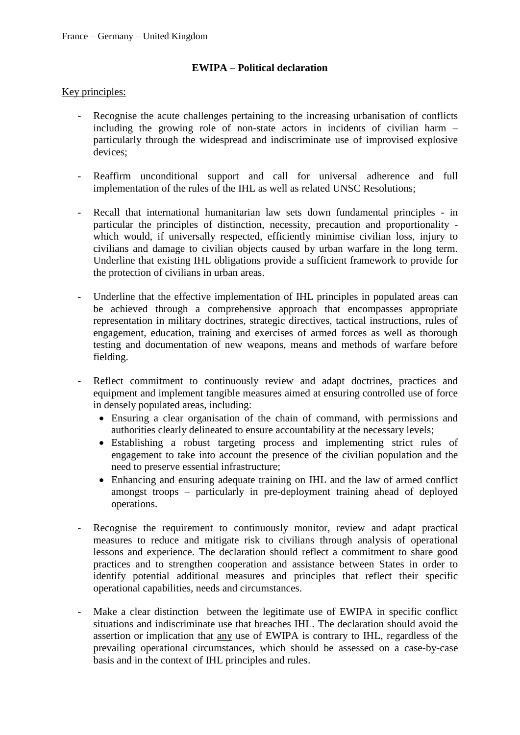France – Germany – United Kingdom

# EWIPA – Political declaration

Key principles:

- Recognise the acute challenges pertaining to the increasing urbanisation of conflicts including the growing role of non-state actors in incidents of civilian harm – particularly through the widespread and indiscriminate use of improvised explosive devices;

- Reaffirm unconditional support and call for universal adherence and full implementation of the rules of the IHL as well as related UNSC Resolutions;

- Recall that international humanitarian law sets down fundamental principles - in particular the principles of distinction, necessity, precaution and proportionality - which would, if universally respected, efficiently minimise civilian loss, injury to civilians and damage to civilian objects caused by urban warfare in the long term. Underline that existing IHL obligations provide a sufficient framework to provide for the protection of civilians in urban areas.

- Underline that the effective implementation of IHL principles in populated areas can be achieved through a comprehensive approach that encompasses appropriate representation in military doctrines, strategic directives, tactical instructions, rules of engagement, education, training and exercises of armed forces as well as thorough testing and documentation of new weapons, means and methods of warfare before fielding.

- Reflect commitment to continuously review and adapt doctrines, practices and equipment and implement tangible measures aimed at ensuring controlled use of force in densely populated areas, including:
  - Ensuring a clear organisation of the chain of command, with permissions and authorities clearly delineated to ensure accountability at the necessary levels;
  - Establishing a robust targeting process and implementing strict rules of engagement to take into account the presence of the civilian population and the need to preserve essential infrastructure;
  - Enhancing and ensuring adequate training on IHL and the law of armed conflict amongst troops – particularly in pre-deployment training ahead of deployed operations.

- Recognise the requirement to continuously monitor, review and adapt practical measures to reduce and mitigate risk to civilians through analysis of operational lessons and experience. The declaration should reflect a commitment to share good practices and to strengthen cooperation and assistance between States in order to identify potential additional measures and principles that reflect their specific operational capabilities, needs and circumstances.

- Make a clear distinction between the legitimate use of EWIPA in specific conflict situations and indiscriminate use that breaches IHL. The declaration should avoid the assertion or implication that <u>any</u> use of EWIPA is contrary to IHL, regardless of the prevailing operational circumstances, which should be assessed on a case-by-case basis and in the context of IHL principles and rules.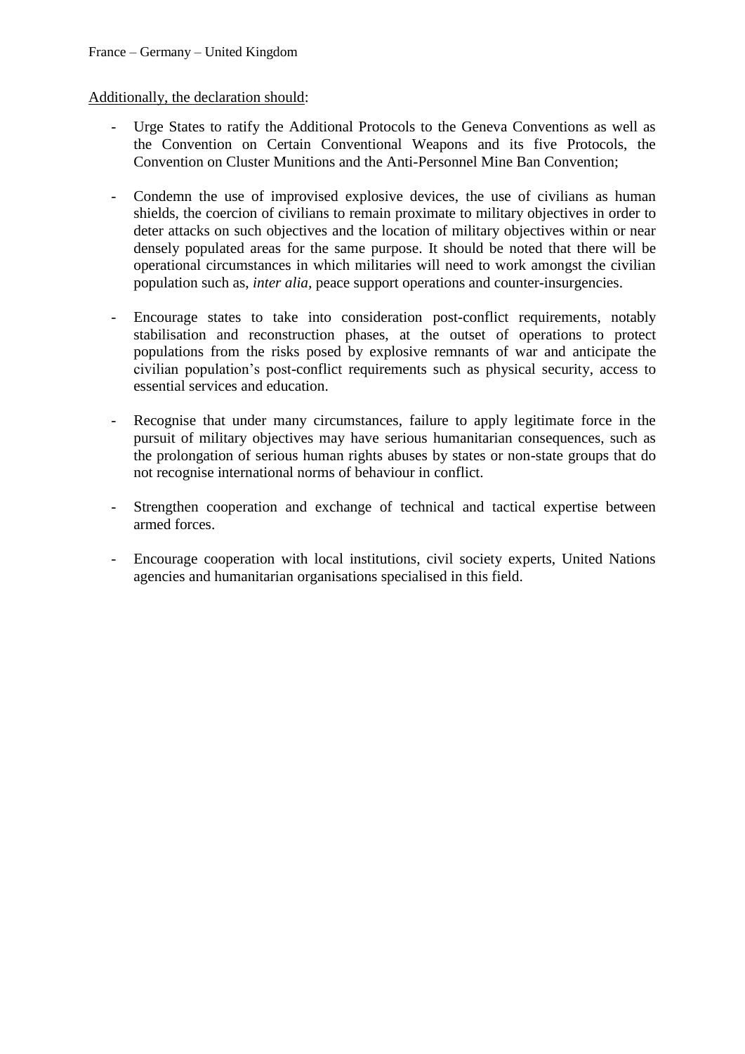Additionally, the declaration should:

- Urge States to ratify the Additional Protocols to the Geneva Conventions as well as the Convention on Certain Conventional Weapons and its five Protocols, the Convention on Cluster Munitions and the Anti-Personnel Mine Ban Convention;

- Condemn the use of improvised explosive devices, the use of civilians as human shields, the coercion of civilians to remain proximate to military objectives in order to deter attacks on such objectives and the location of military objectives within or near densely populated areas for the same purpose. It should be noted that there will be operational circumstances in which militaries will need to work amongst the civilian population such as, *inter alia*, peace support operations and counter-insurgencies.

- Encourage states to take into consideration post-conflict requirements, notably stabilisation and reconstruction phases, at the outset of operations to protect populations from the risks posed by explosive remnants of war and anticipate the civilian population's post-conflict requirements such as physical security, access to essential services and education.

- Recognise that under many circumstances, failure to apply legitimate force in the pursuit of military objectives may have serious humanitarian consequences, such as the prolongation of serious human rights abuses by states or non-state groups that do not recognise international norms of behaviour in conflict.

- Strengthen cooperation and exchange of technical and tactical expertise between armed forces.

- Encourage cooperation with local institutions, civil society experts, United Nations agencies and humanitarian organisations specialised in this field.